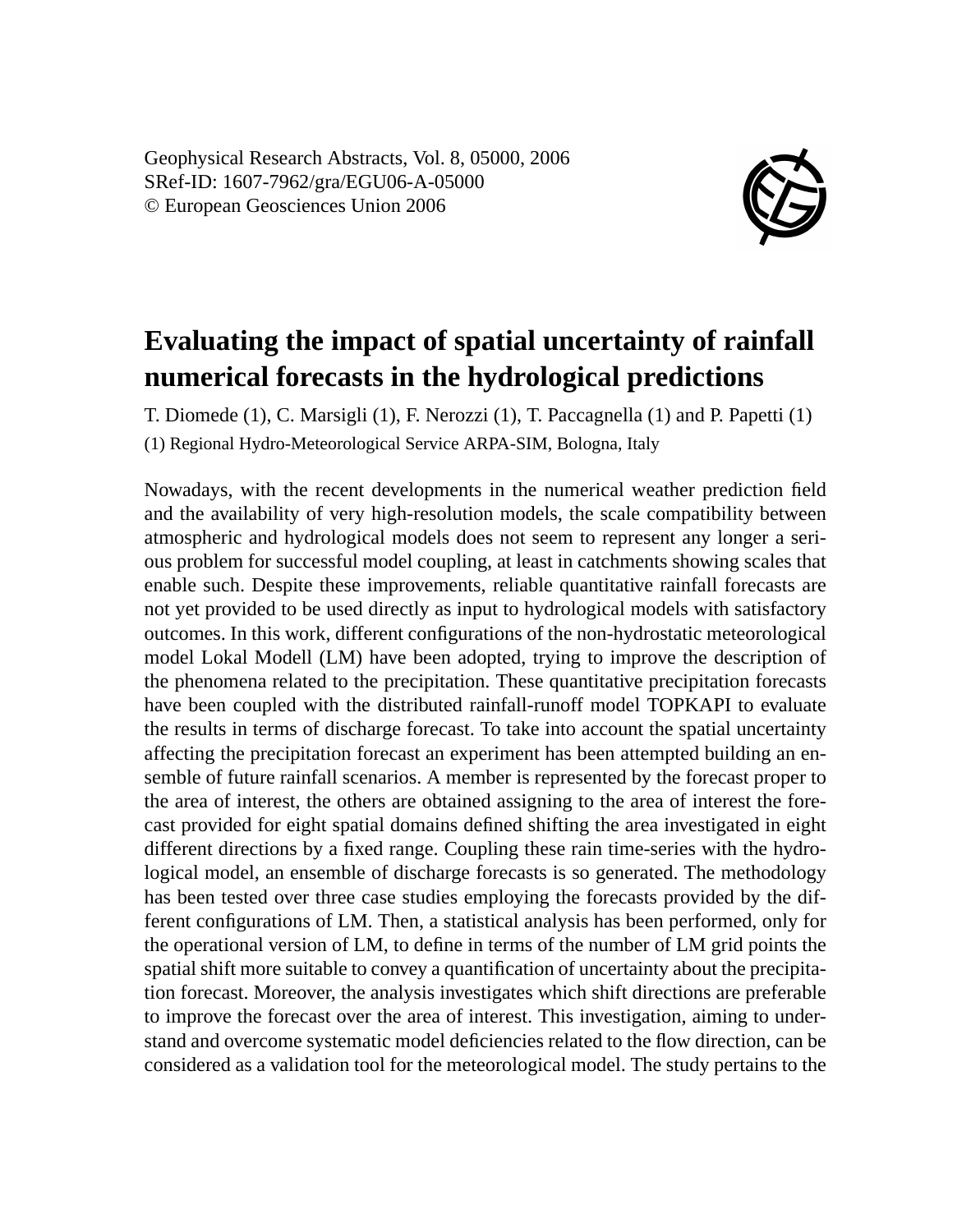Geophysical Research Abstracts, Vol. 8, 05000, 2006
SRef-ID: 1607-7962/gra/EGU06-A-05000
© European Geosciences Union 2006

# Evaluating the impact of spatial uncertainty of rainfall numerical forecasts in the hydrological predictions

T. Diomede (1), C. Marsigli (1), F. Nerozzi (1), T. Paccagnella (1) and P. Papetti (1)

(1) Regional Hydro-Meteorological Service ARPA-SIM, Bologna, Italy

Nowadays, with the recent developments in the numerical weather prediction field and the availability of very high-resolution models, the scale compatibility between atmospheric and hydrological models does not seem to represent any longer a serious problem for successful model coupling, at least in catchments showing scales that enable such. Despite these improvements, reliable quantitative rainfall forecasts are not yet provided to be used directly as input to hydrological models with satisfactory outcomes. In this work, different configurations of the non-hydrostatic meteorological model Lokal Modell (LM) have been adopted, trying to improve the description of the phenomena related to the precipitation. These quantitative precipitation forecasts have been coupled with the distributed rainfall-runoff model TOPKAPI to evaluate the results in terms of discharge forecast. To take into account the spatial uncertainty affecting the precipitation forecast an experiment has been attempted building an ensemble of future rainfall scenarios. A member is represented by the forecast proper to the area of interest, the others are obtained assigning to the area of interest the forecast provided for eight spatial domains defined shifting the area investigated in eight different directions by a fixed range. Coupling these rain time-series with the hydrological model, an ensemble of discharge forecasts is so generated. The methodology has been tested over three case studies employing the forecasts provided by the different configurations of LM. Then, a statistical analysis has been performed, only for the operational version of LM, to define in terms of the number of LM grid points the spatial shift more suitable to convey a quantification of uncertainty about the precipitation forecast. Moreover, the analysis investigates which shift directions are preferable to improve the forecast over the area of interest. This investigation, aiming to understand and overcome systematic model deficiencies related to the flow direction, can be considered as a validation tool for the meteorological model. The study pertains to the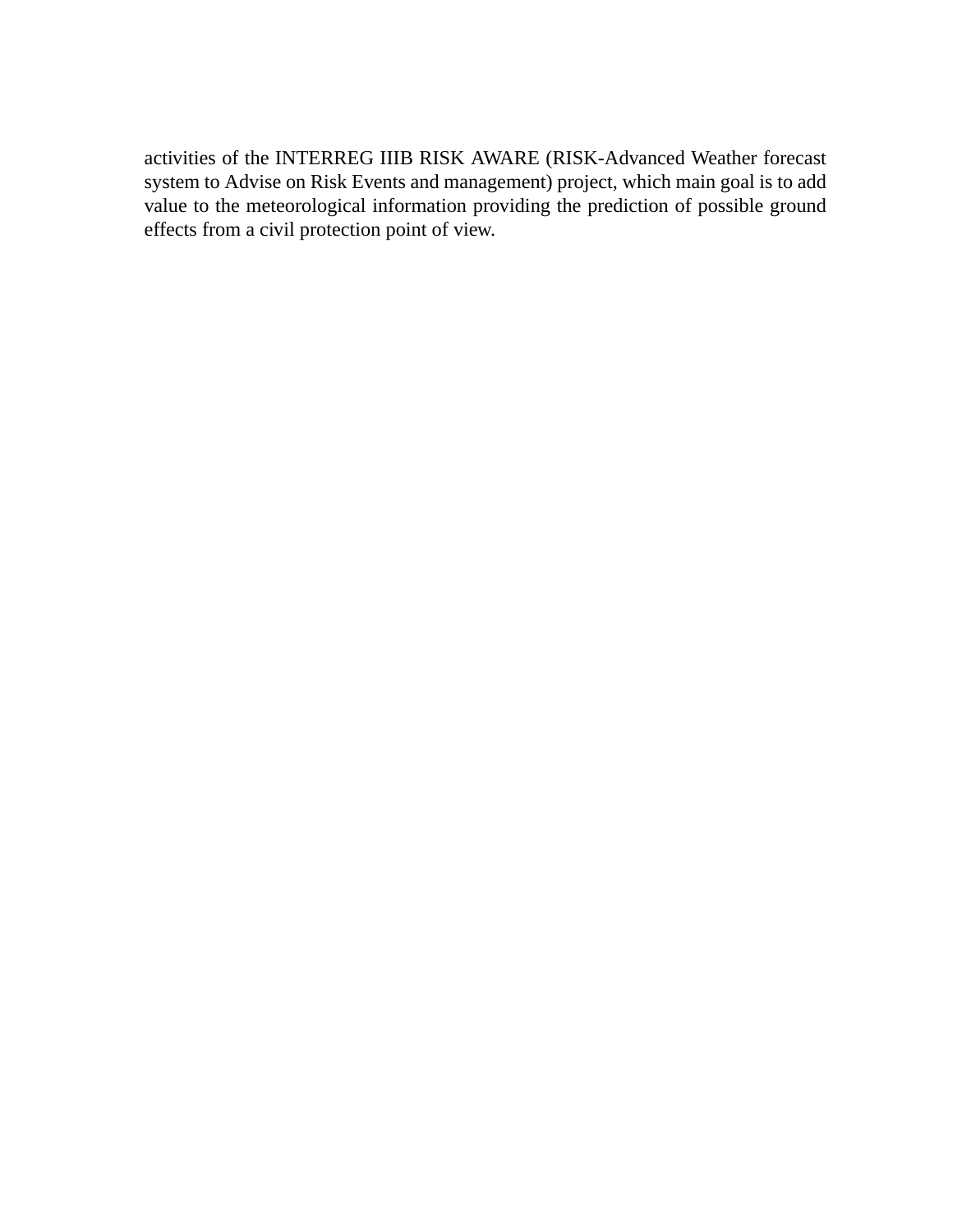activities of the INTERREG IIIB RISK AWARE (RISK-Advanced Weather forecast system to Advise on Risk Events and management) project, which main goal is to add value to the meteorological information providing the prediction of possible ground effects from a civil protection point of view.